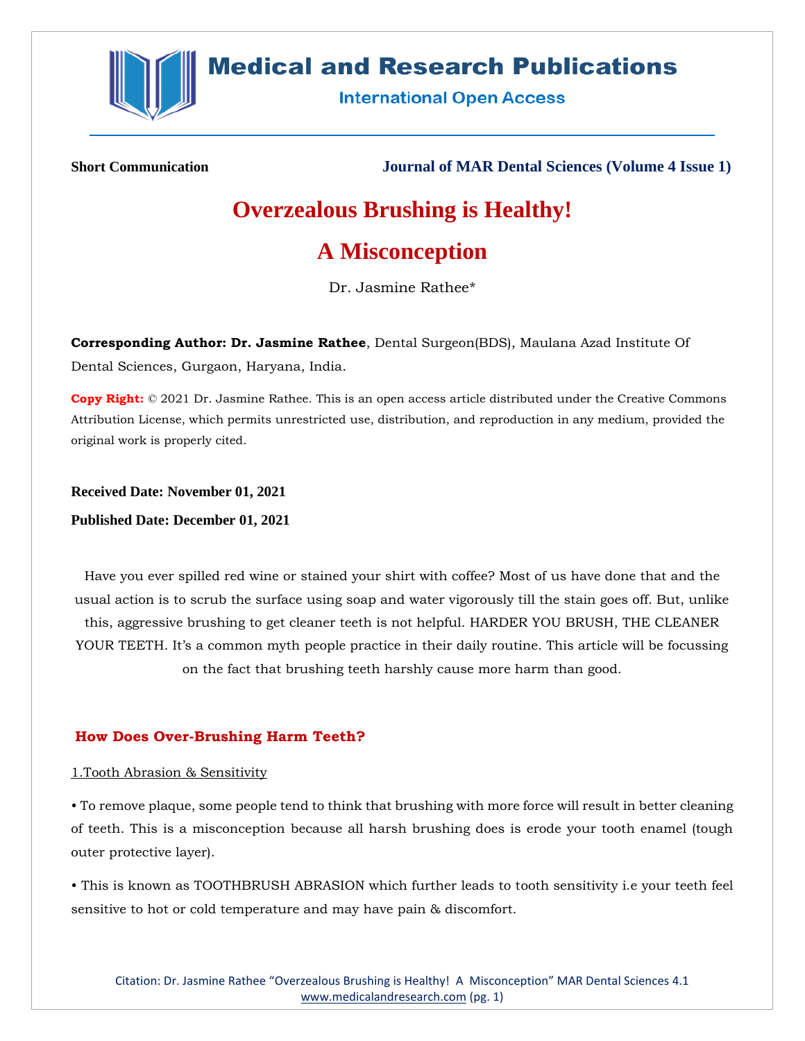**Short Communication** **Journal of MAR Dental Sciences (Volume 4 Issue 1)**

# Overzealous Brushing is Healthy! A Misconception

Dr. Jasmine Rathee*

**Corresponding Author: Dr. Jasmine Rathee**, Dental Surgeon(BDS), Maulana Azad Institute Of Dental Sciences, Gurgaon, Haryana, India.

**Copy Right:** © 2021 Dr. Jasmine Rathee. This is an open access article distributed under the Creative Commons Attribution License, which permits unrestricted use, distribution, and reproduction in any medium, provided the original work is properly cited.

**Received Date: November 01, 2021**

**Published Date: December 01, 2021**

Have you ever spilled red wine or stained your shirt with coffee? Most of us have done that and the usual action is to scrub the surface using soap and water vigorously till the stain goes off. But, unlike this, aggressive brushing to get cleaner teeth is not helpful. HARDER YOU BRUSH, THE CLEANER YOUR TEETH. It's a common myth people practice in their daily routine. This article will be focussing on the fact that brushing teeth harshly cause more harm than good.

## How Does Over-Brushing Harm Teeth?

1.Tooth Abrasion & Sensitivity

• To remove plaque, some people tend to think that brushing with more force will result in better cleaning of teeth. This is a misconception because all harsh brushing does is erode your tooth enamel (tough outer protective layer).

• This is known as TOOTHBRUSH ABRASION which further leads to tooth sensitivity i.e your teeth feel sensitive to hot or cold temperature and may have pain & discomfort.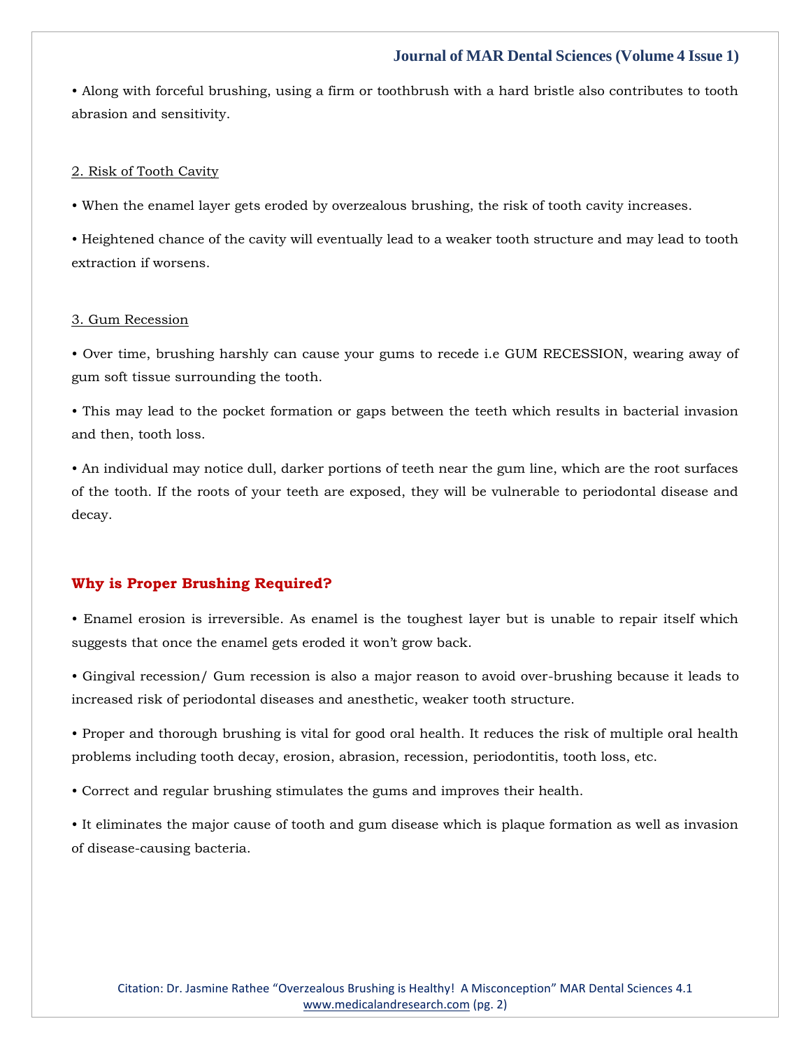• Along with forceful brushing, using a firm or toothbrush with a hard bristle also contributes to tooth abrasion and sensitivity.

2. Risk of Tooth Cavity

• When the enamel layer gets eroded by overzealous brushing, the risk of tooth cavity increases.

• Heightened chance of the cavity will eventually lead to a weaker tooth structure and may lead to tooth extraction if worsens.

3. Gum Recession

• Over time, brushing harshly can cause your gums to recede i.e GUM RECESSION, wearing away of gum soft tissue surrounding the tooth.

• This may lead to the pocket formation or gaps between the teeth which results in bacterial invasion and then, tooth loss.

• An individual may notice dull, darker portions of teeth near the gum line, which are the root surfaces of the tooth. If the roots of your teeth are exposed, they will be vulnerable to periodontal disease and decay.

## Why is Proper Brushing Required?

• Enamel erosion is irreversible. As enamel is the toughest layer but is unable to repair itself which suggests that once the enamel gets eroded it won't grow back.

• Gingival recession/ Gum recession is also a major reason to avoid over-brushing because it leads to increased risk of periodontal diseases and anesthetic, weaker tooth structure.

• Proper and thorough brushing is vital for good oral health. It reduces the risk of multiple oral health problems including tooth decay, erosion, abrasion, recession, periodontitis, tooth loss, etc.

• Correct and regular brushing stimulates the gums and improves their health.

• It eliminates the major cause of tooth and gum disease which is plaque formation as well as invasion of disease-causing bacteria.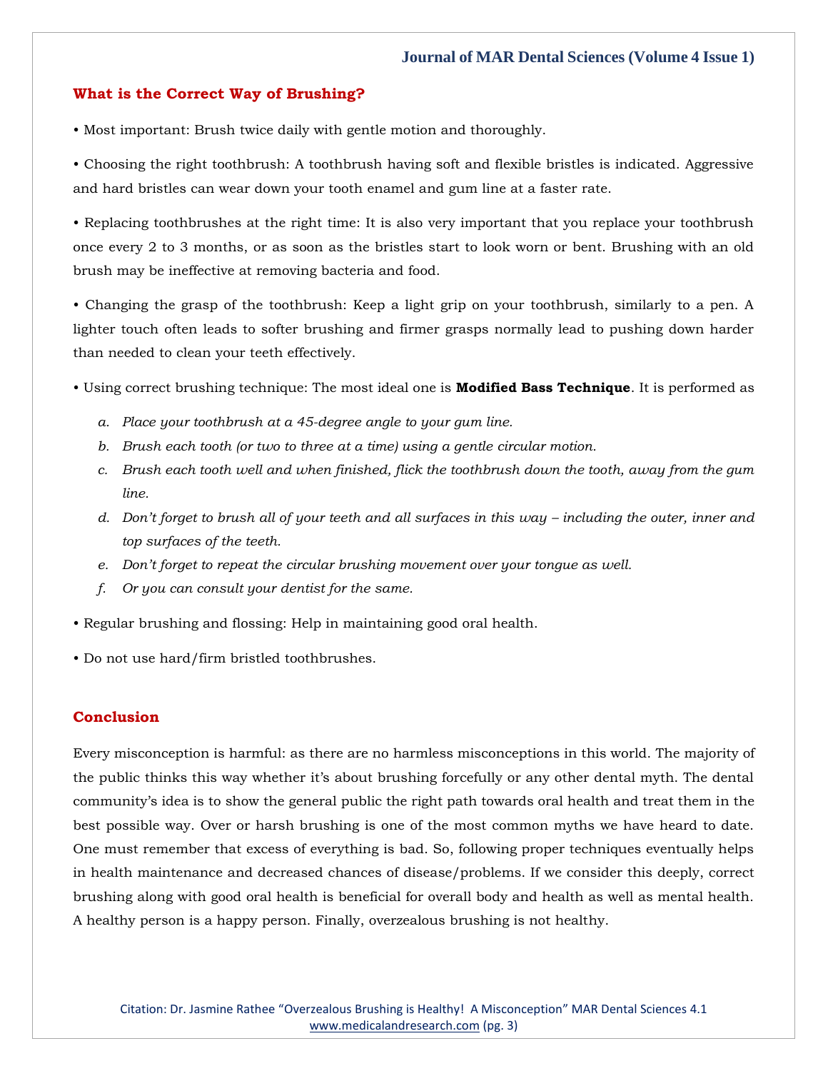## What is the Correct Way of Brushing?

• Most important: Brush twice daily with gentle motion and thoroughly.

• Choosing the right toothbrush: A toothbrush having soft and flexible bristles is indicated. Aggressive and hard bristles can wear down your tooth enamel and gum line at a faster rate.

• Replacing toothbrushes at the right time: It is also very important that you replace your toothbrush once every 2 to 3 months, or as soon as the bristles start to look worn or bent. Brushing with an old brush may be ineffective at removing bacteria and food.

• Changing the grasp of the toothbrush: Keep a light grip on your toothbrush, similarly to a pen. A lighter touch often leads to softer brushing and firmer grasps normally lead to pushing down harder than needed to clean your teeth effectively.

• Using correct brushing technique: The most ideal one is **Modified Bass Technique**. It is performed as

a. *Place your toothbrush at a 45-degree angle to your gum line.*
b. *Brush each tooth (or two to three at a time) using a gentle circular motion.*
c. *Brush each tooth well and when finished, flick the toothbrush down the tooth, away from the gum line.*
d. *Don't forget to brush all of your teeth and all surfaces in this way – including the outer, inner and top surfaces of the teeth.*
e. *Don't forget to repeat the circular brushing movement over your tongue as well.*
f. *Or you can consult your dentist for the same.*

• Regular brushing and flossing: Help in maintaining good oral health.

• Do not use hard/firm bristled toothbrushes.

## Conclusion

Every misconception is harmful: as there are no harmless misconceptions in this world. The majority of the public thinks this way whether it's about brushing forcefully or any other dental myth. The dental community's idea is to show the general public the right path towards oral health and treat them in the best possible way. Over or harsh brushing is one of the most common myths we have heard to date. One must remember that excess of everything is bad. So, following proper techniques eventually helps in health maintenance and decreased chances of disease/problems. If we consider this deeply, correct brushing along with good oral health is beneficial for overall body and health as well as mental health. A healthy person is a happy person. Finally, overzealous brushing is not healthy.